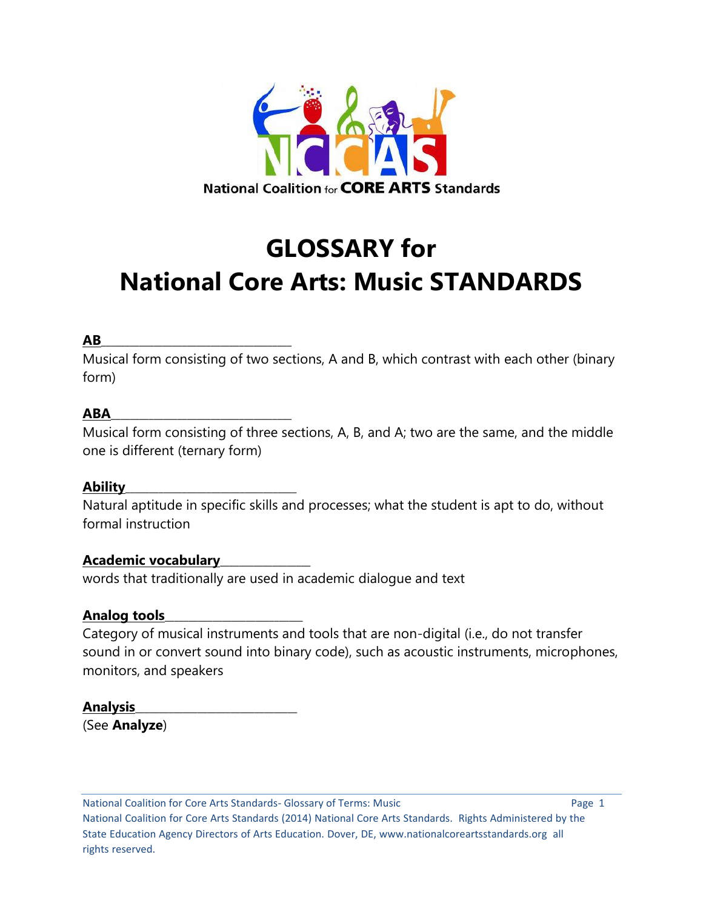National Coalition for CORE ARTS Standards

# GLOSSARY for National Core Arts: Music STANDARDS

**AB**

Musical form consisting of two sections, A and B, which contrast with each other (binary form)

**ABA**

Musical form consisting of three sections, A, B, and A; two are the same, and the middle one is different (ternary form)

**Ability**

Natural aptitude in specific skills and processes; what the student is apt to do, without formal instruction

**Academic vocabulary**

words that traditionally are used in academic dialogue and text

**Analog tools**

Category of musical instruments and tools that are non-digital (i.e., do not transfer sound in or convert sound into binary code), such as acoustic instruments, microphones, monitors, and speakers

**Analysis**

(See **Analyze**)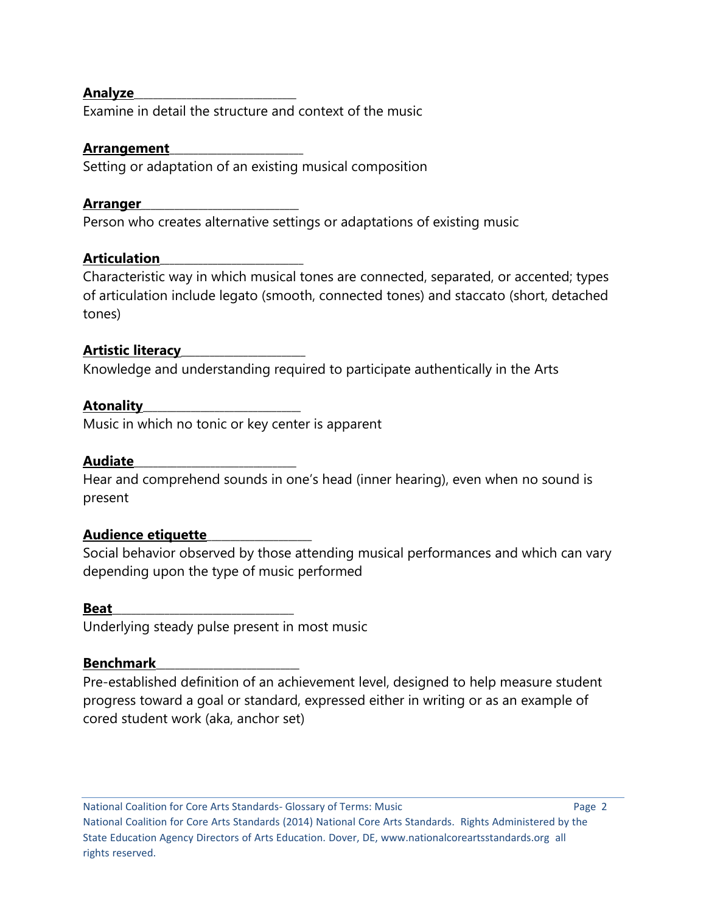**Analyze**

Examine in detail the structure and context of the music

**Arrangement**

Setting or adaptation of an existing musical composition

**Arranger**

Person who creates alternative settings or adaptations of existing music

**Articulation**

Characteristic way in which musical tones are connected, separated, or accented; types of articulation include legato (smooth, connected tones) and staccato (short, detached tones)

**Artistic literacy**

Knowledge and understanding required to participate authentically in the Arts

**Atonality**

Music in which no tonic or key center is apparent

**Audiate**

Hear and comprehend sounds in one's head (inner hearing), even when no sound is present

**Audience etiquette**

Social behavior observed by those attending musical performances and which can vary depending upon the type of music performed

**Beat**

Underlying steady pulse present in most music

**Benchmark**

Pre-established definition of an achievement level, designed to help measure student progress toward a goal or standard, expressed either in writing or as an example of cored student work (aka, anchor set)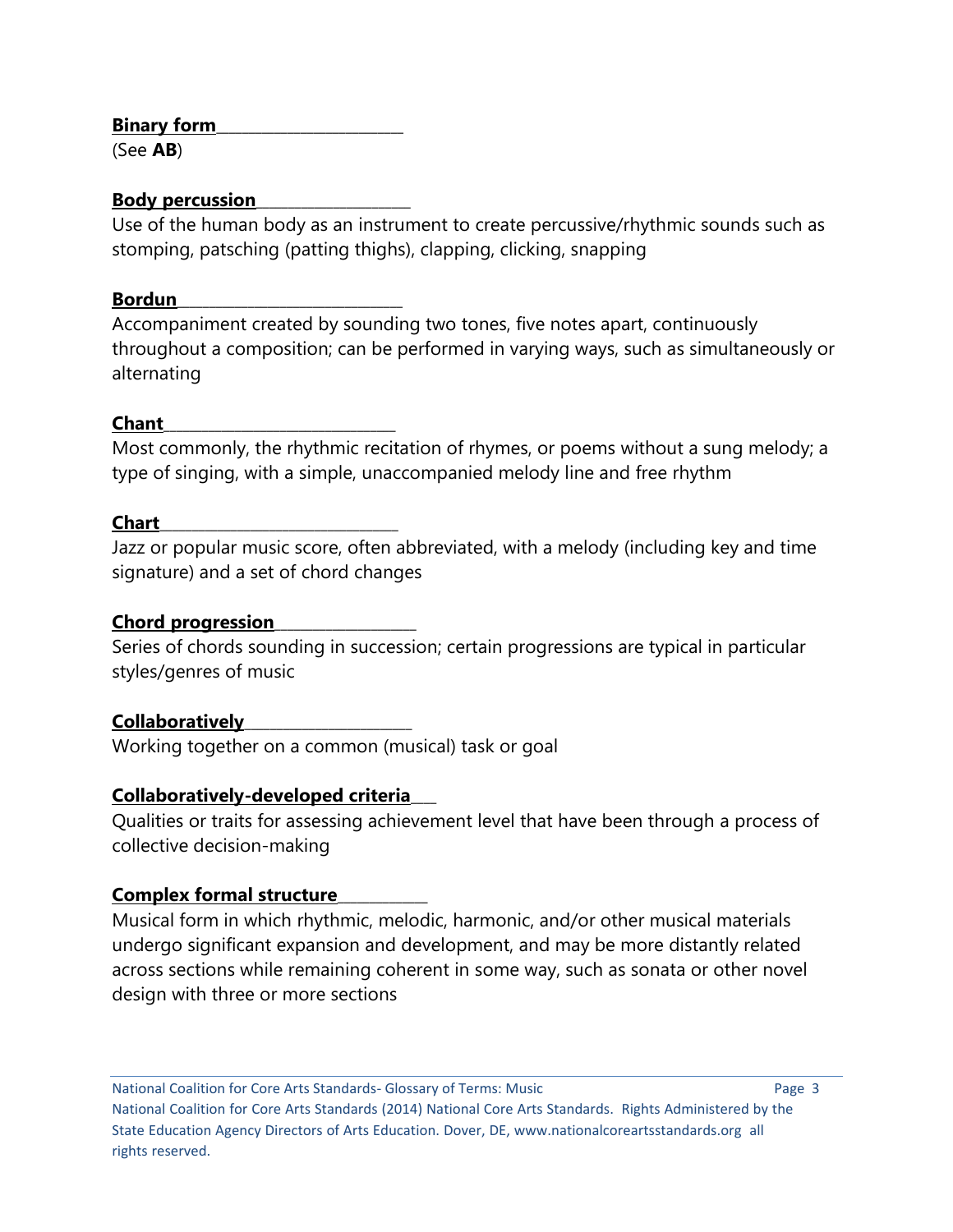**Binary form**
(See **AB**)

**Body percussion**
Use of the human body as an instrument to create percussive/rhythmic sounds such as stomping, patsching (patting thighs), clapping, clicking, snapping

**Bordun**
Accompaniment created by sounding two tones, five notes apart, continuously throughout a composition; can be performed in varying ways, such as simultaneously or alternating

**Chant**
Most commonly, the rhythmic recitation of rhymes, or poems without a sung melody; a type of singing, with a simple, unaccompanied melody line and free rhythm

**Chart**
Jazz or popular music score, often abbreviated, with a melody (including key and time signature) and a set of chord changes

**Chord progression**
Series of chords sounding in succession; certain progressions are typical in particular styles/genres of music

**Collaboratively**
Working together on a common (musical) task or goal

**Collaboratively-developed criteria**
Qualities or traits for assessing achievement level that have been through a process of collective decision-making

**Complex formal structure**
Musical form in which rhythmic, melodic, harmonic, and/or other musical materials undergo significant expansion and development, and may be more distantly related across sections while remaining coherent in some way, such as sonata or other novel design with three or more sections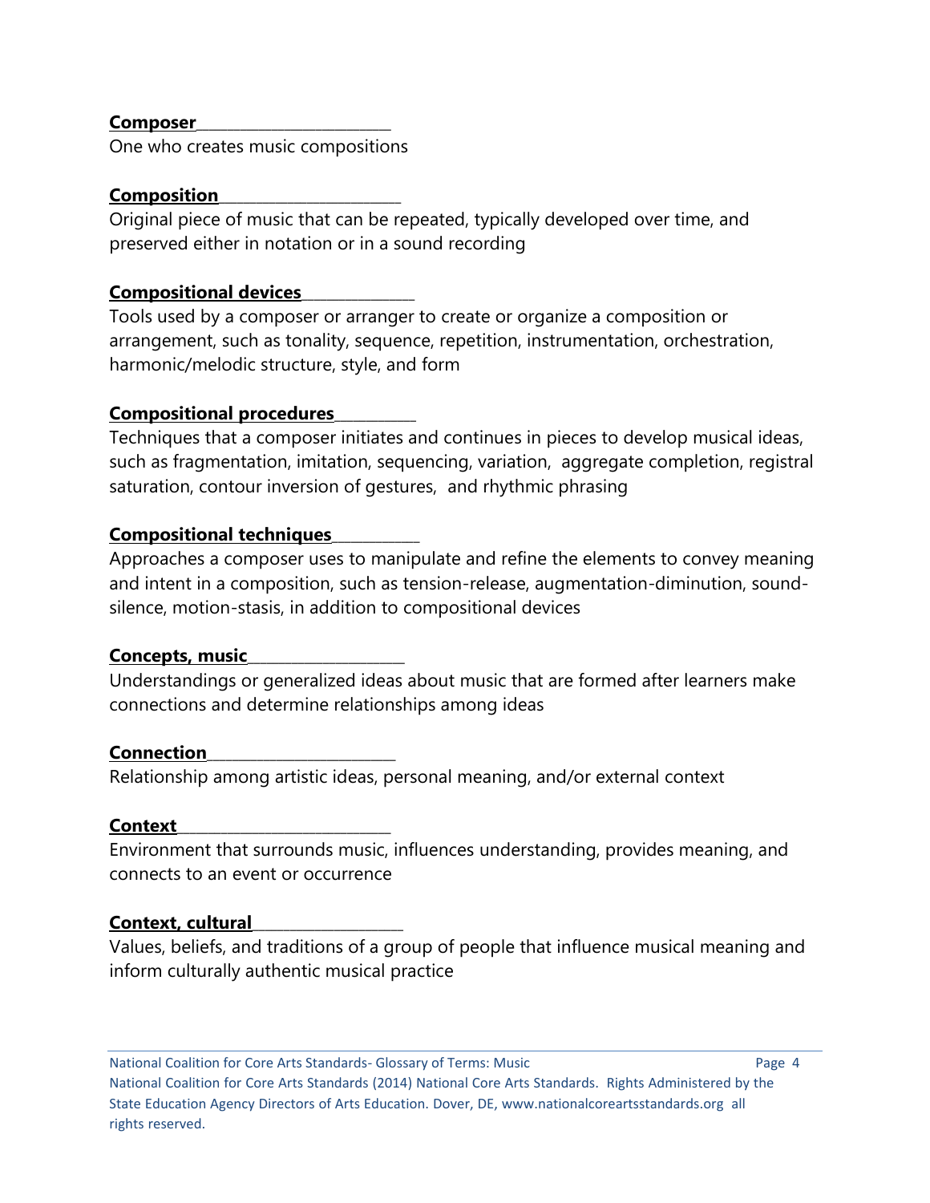**Composer**

One who creates music compositions

**Composition**

Original piece of music that can be repeated, typically developed over time, and preserved either in notation or in a sound recording

**Compositional devices**

Tools used by a composer or arranger to create or organize a composition or arrangement, such as tonality, sequence, repetition, instrumentation, orchestration, harmonic/melodic structure, style, and form

**Compositional procedures**

Techniques that a composer initiates and continues in pieces to develop musical ideas, such as fragmentation, imitation, sequencing, variation, aggregate completion, registral saturation, contour inversion of gestures, and rhythmic phrasing

**Compositional techniques**

Approaches a composer uses to manipulate and refine the elements to convey meaning and intent in a composition, such as tension-release, augmentation-diminution, sound-silence, motion-stasis, in addition to compositional devices

**Concepts, music**

Understandings or generalized ideas about music that are formed after learners make connections and determine relationships among ideas

**Connection**

Relationship among artistic ideas, personal meaning, and/or external context

**Context**

Environment that surrounds music, influences understanding, provides meaning, and connects to an event or occurrence

**Context, cultural**

Values, beliefs, and traditions of a group of people that influence musical meaning and inform culturally authentic musical practice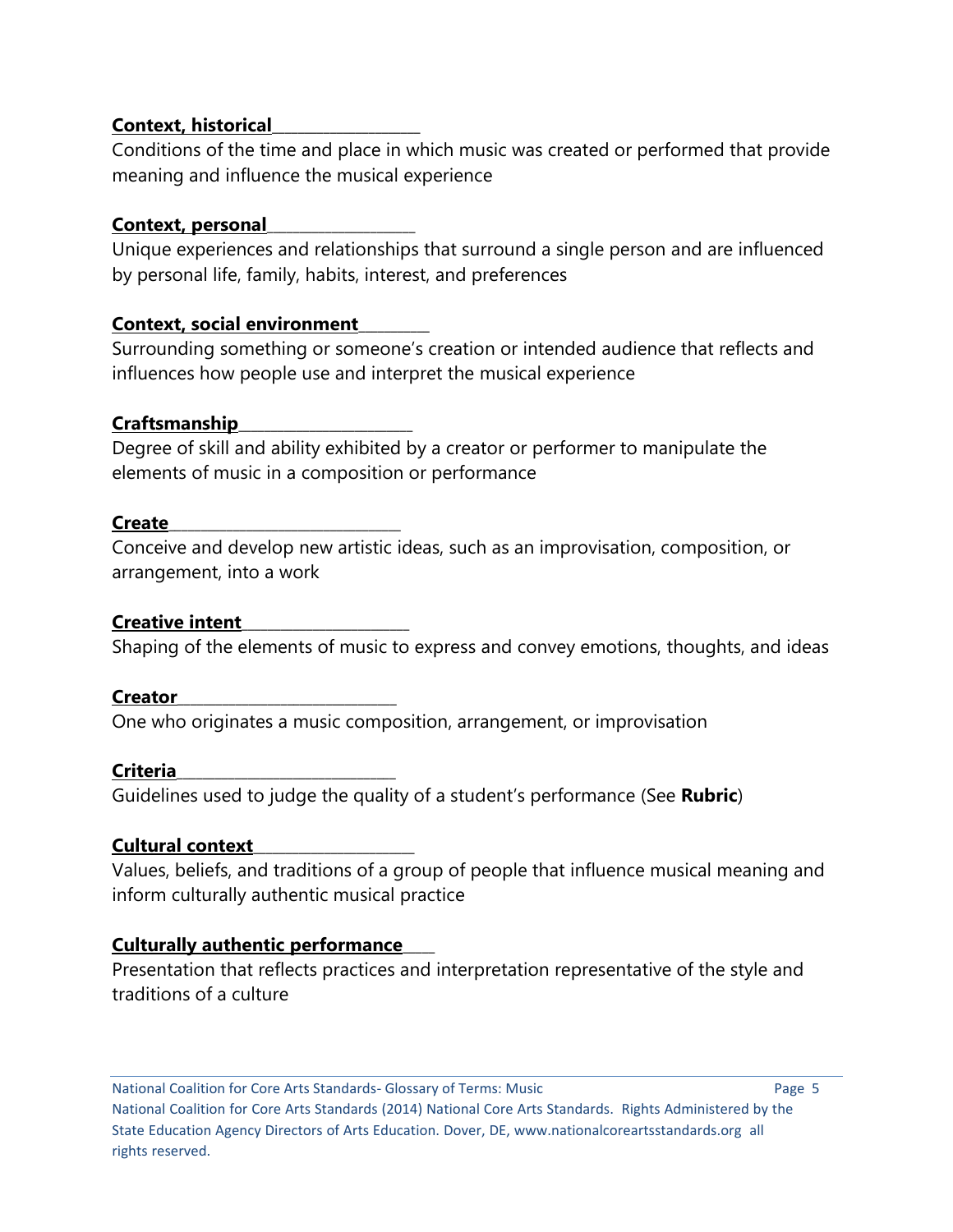**Context, historical**

Conditions of the time and place in which music was created or performed that provide meaning and influence the musical experience

**Context, personal**

Unique experiences and relationships that surround a single person and are influenced by personal life, family, habits, interest, and preferences

**Context, social environment**

Surrounding something or someone's creation or intended audience that reflects and influences how people use and interpret the musical experience

**Craftsmanship**

Degree of skill and ability exhibited by a creator or performer to manipulate the elements of music in a composition or performance

**Create**

Conceive and develop new artistic ideas, such as an improvisation, composition, or arrangement, into a work

**Creative intent**

Shaping of the elements of music to express and convey emotions, thoughts, and ideas

**Creator**

One who originates a music composition, arrangement, or improvisation

**Criteria**

Guidelines used to judge the quality of a student's performance (See **Rubric**)

**Cultural context**

Values, beliefs, and traditions of a group of people that influence musical meaning and inform culturally authentic musical practice

**Culturally authentic performance**

Presentation that reflects practices and interpretation representative of the style and traditions of a culture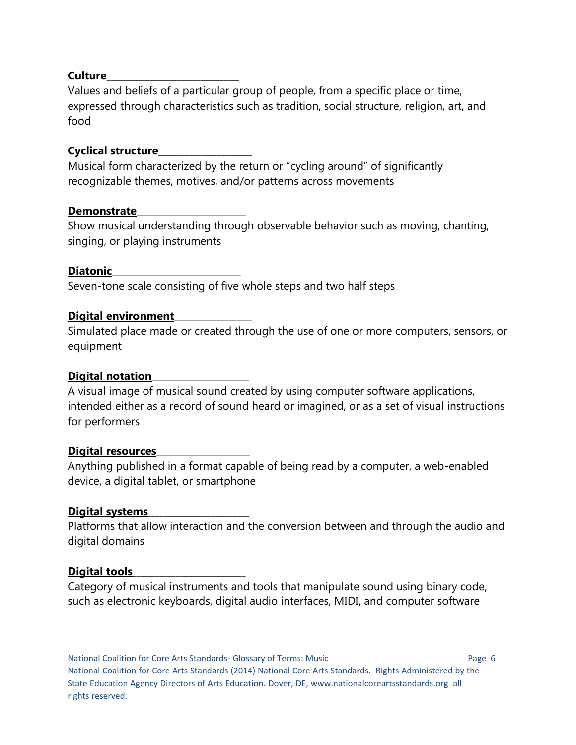**Culture**

Values and beliefs of a particular group of people, from a specific place or time, expressed through characteristics such as tradition, social structure, religion, art, and food

**Cyclical structure**

Musical form characterized by the return or "cycling around" of significantly recognizable themes, motives, and/or patterns across movements

**Demonstrate**

Show musical understanding through observable behavior such as moving, chanting, singing, or playing instruments

**Diatonic**

Seven-tone scale consisting of five whole steps and two half steps

**Digital environment**

Simulated place made or created through the use of one or more computers, sensors, or equipment

**Digital notation**

A visual image of musical sound created by using computer software applications, intended either as a record of sound heard or imagined, or as a set of visual instructions for performers

**Digital resources**

Anything published in a format capable of being read by a computer, a web-enabled device, a digital tablet, or smartphone

**Digital systems**

Platforms that allow interaction and the conversion between and through the audio and digital domains

**Digital tools**

Category of musical instruments and tools that manipulate sound using binary code, such as electronic keyboards, digital audio interfaces, MIDI, and computer software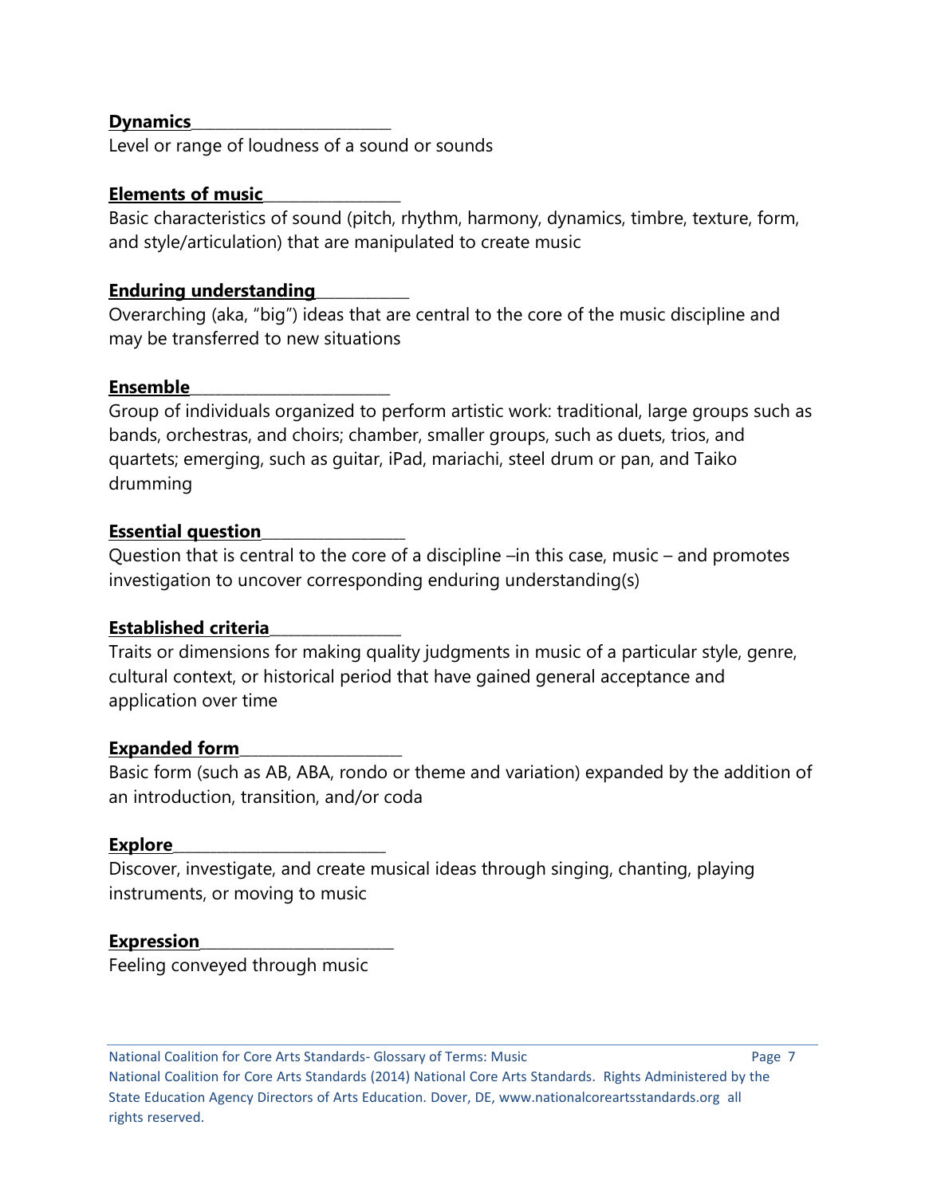**Dynamics**

Level or range of loudness of a sound or sounds

**Elements of music**

Basic characteristics of sound (pitch, rhythm, harmony, dynamics, timbre, texture, form, and style/articulation) that are manipulated to create music

**Enduring understanding**

Overarching (aka, "big") ideas that are central to the core of the music discipline and may be transferred to new situations

**Ensemble**

Group of individuals organized to perform artistic work: traditional, large groups such as bands, orchestras, and choirs; chamber, smaller groups, such as duets, trios, and quartets; emerging, such as guitar, iPad, mariachi, steel drum or pan, and Taiko drumming

**Essential question**

Question that is central to the core of a discipline –in this case, music – and promotes investigation to uncover corresponding enduring understanding(s)

**Established criteria**

Traits or dimensions for making quality judgments in music of a particular style, genre, cultural context, or historical period that have gained general acceptance and application over time

**Expanded form**

Basic form (such as AB, ABA, rondo or theme and variation) expanded by the addition of an introduction, transition, and/or coda

**Explore**

Discover, investigate, and create musical ideas through singing, chanting, playing instruments, or moving to music

**Expression**

Feeling conveyed through music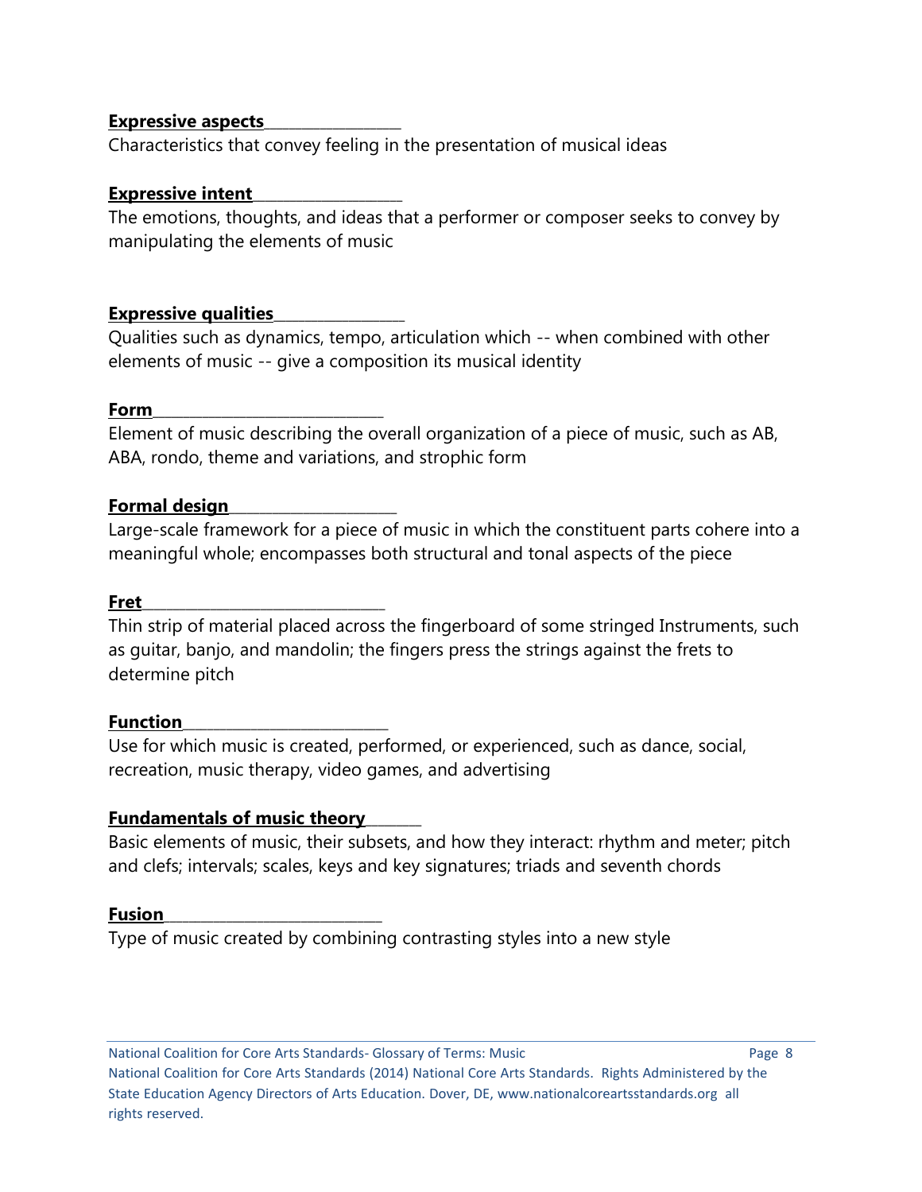**Expressive aspects**

Characteristics that convey feeling in the presentation of musical ideas

**Expressive intent**

The emotions, thoughts, and ideas that a performer or composer seeks to convey by manipulating the elements of music

**Expressive qualities**

Qualities such as dynamics, tempo, articulation which -- when combined with other elements of music -- give a composition its musical identity

**Form**

Element of music describing the overall organization of a piece of music, such as AB, ABA, rondo, theme and variations, and strophic form

**Formal design**

Large-scale framework for a piece of music in which the constituent parts cohere into a meaningful whole; encompasses both structural and tonal aspects of the piece

**Fret**

Thin strip of material placed across the fingerboard of some stringed Instruments, such as guitar, banjo, and mandolin; the fingers press the strings against the frets to determine pitch

**Function**

Use for which music is created, performed, or experienced, such as dance, social, recreation, music therapy, video games, and advertising

**Fundamentals of music theory**

Basic elements of music, their subsets, and how they interact: rhythm and meter; pitch and clefs; intervals; scales, keys and key signatures; triads and seventh chords

**Fusion**

Type of music created by combining contrasting styles into a new style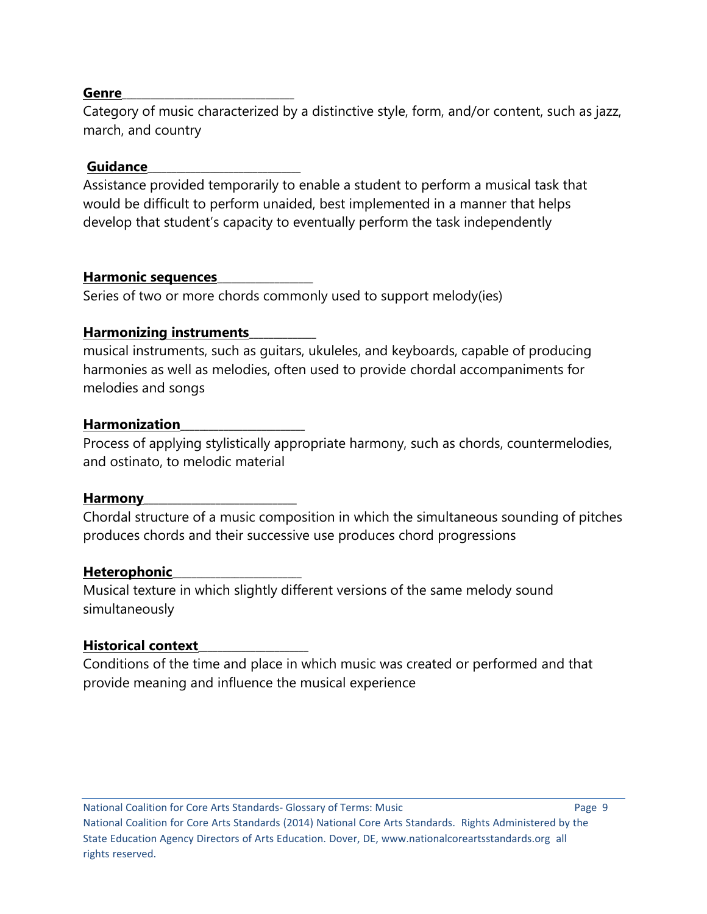**Genre**

Category of music characterized by a distinctive style, form, and/or content, such as jazz, march, and country

**Guidance**

Assistance provided temporarily to enable a student to perform a musical task that would be difficult to perform unaided, best implemented in a manner that helps develop that student's capacity to eventually perform the task independently

**Harmonic sequences**

Series of two or more chords commonly used to support melody(ies)

**Harmonizing instruments**

musical instruments, such as guitars, ukuleles, and keyboards, capable of producing harmonies as well as melodies, often used to provide chordal accompaniments for melodies and songs

**Harmonization**

Process of applying stylistically appropriate harmony, such as chords, countermelodies, and ostinato, to melodic material

**Harmony**

Chordal structure of a music composition in which the simultaneous sounding of pitches produces chords and their successive use produces chord progressions

**Heterophonic**

Musical texture in which slightly different versions of the same melody sound simultaneously

**Historical context**

Conditions of the time and place in which music was created or performed and that provide meaning and influence the musical experience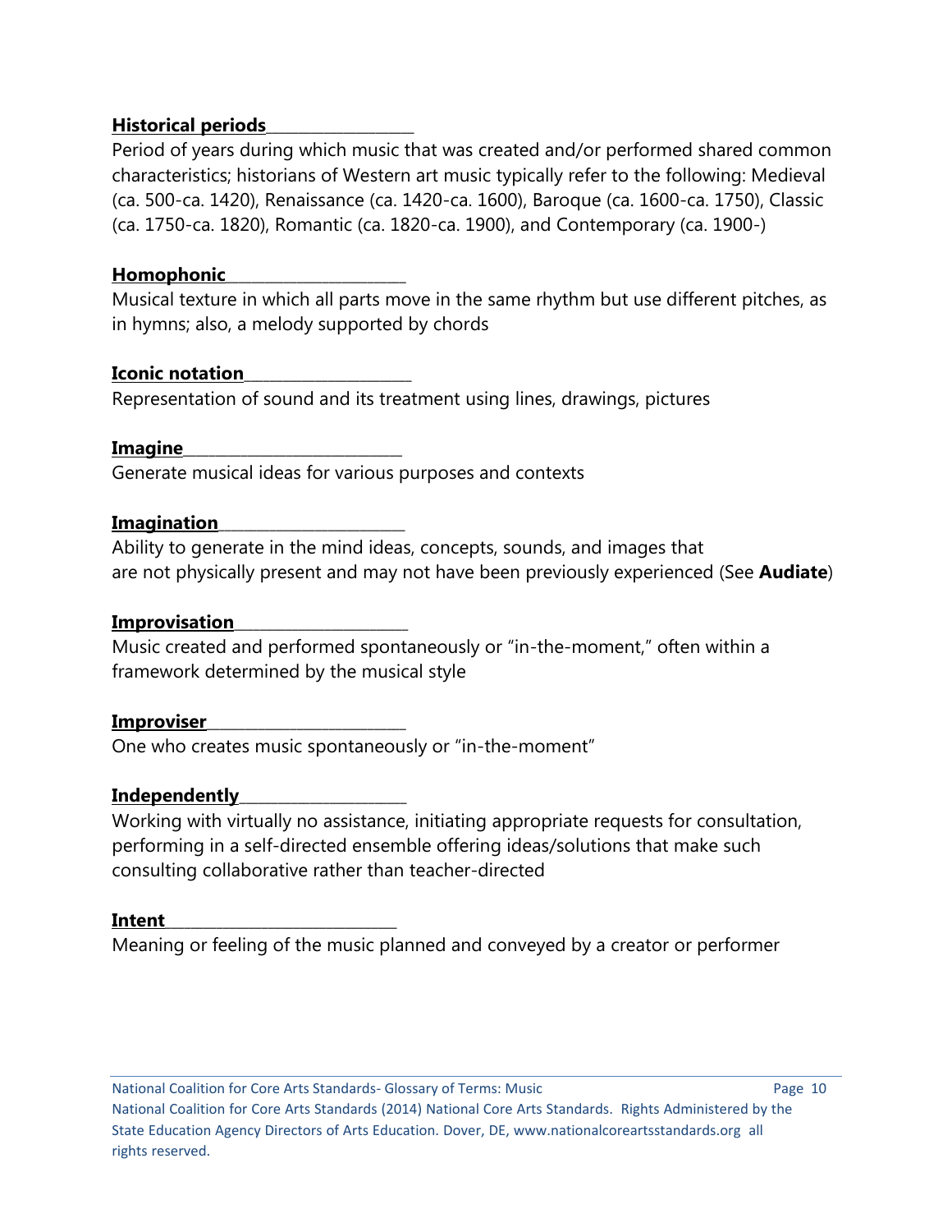**Historical periods**

Period of years during which music that was created and/or performed shared common characteristics; historians of Western art music typically refer to the following: Medieval (ca. 500-ca. 1420), Renaissance (ca. 1420-ca. 1600), Baroque (ca. 1600-ca. 1750), Classic (ca. 1750-ca. 1820), Romantic (ca. 1820-ca. 1900), and Contemporary (ca. 1900-)

**Homophonic**

Musical texture in which all parts move in the same rhythm but use different pitches, as in hymns; also, a melody supported by chords

**Iconic notation**

Representation of sound and its treatment using lines, drawings, pictures

**Imagine**

Generate musical ideas for various purposes and contexts

**Imagination**

Ability to generate in the mind ideas, concepts, sounds, and images that are not physically present and may not have been previously experienced (See **Audiate**)

**Improvisation**

Music created and performed spontaneously or "in-the-moment," often within a framework determined by the musical style

**Improviser**

One who creates music spontaneously or "in-the-moment"

**Independently**

Working with virtually no assistance, initiating appropriate requests for consultation, performing in a self-directed ensemble offering ideas/solutions that make such consulting collaborative rather than teacher-directed

**Intent**

Meaning or feeling of the music planned and conveyed by a creator or performer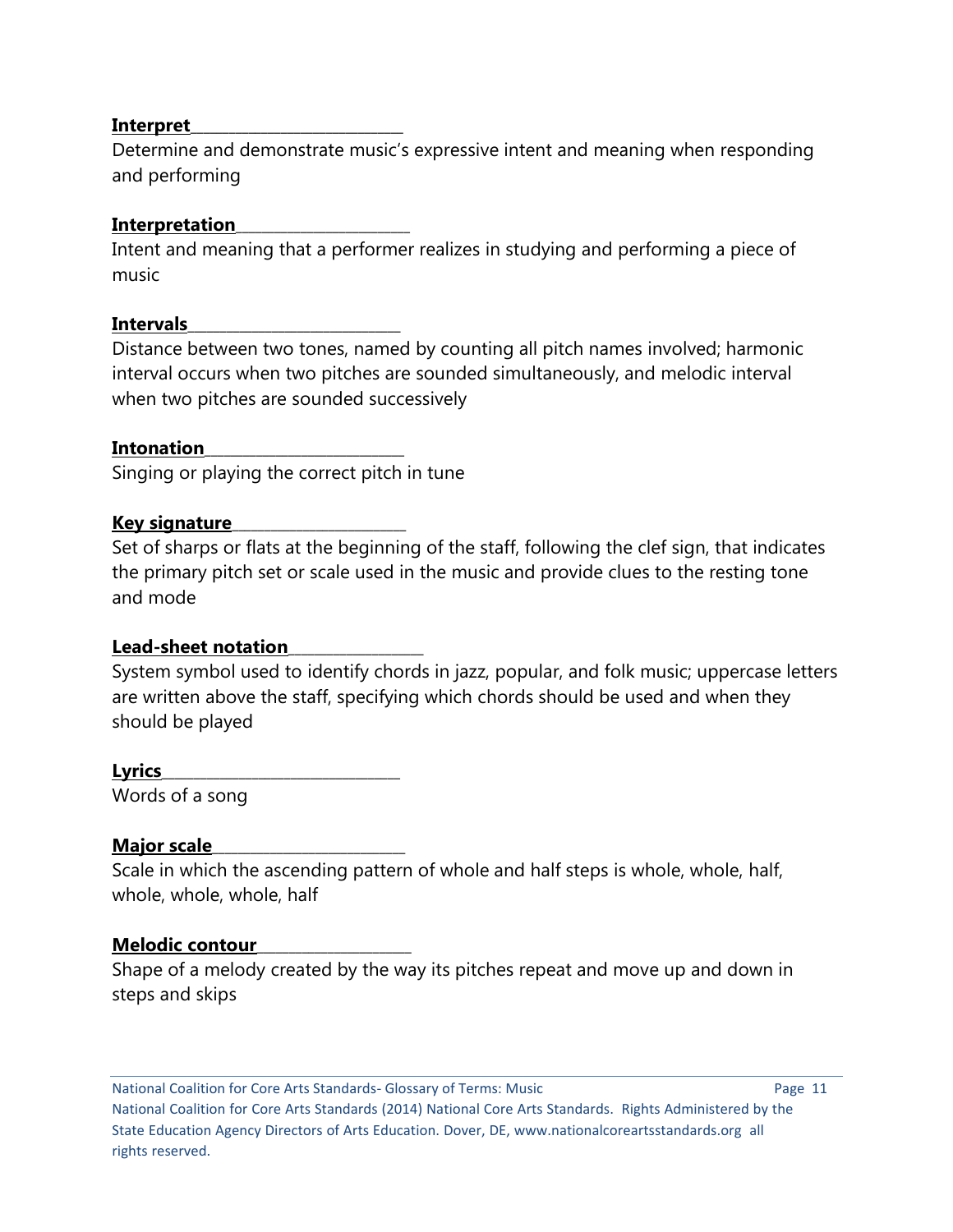**Interpret**

Determine and demonstrate music's expressive intent and meaning when responding and performing

**Interpretation**

Intent and meaning that a performer realizes in studying and performing a piece of music

**Intervals**

Distance between two tones, named by counting all pitch names involved; harmonic interval occurs when two pitches are sounded simultaneously, and melodic interval when two pitches are sounded successively

**Intonation**

Singing or playing the correct pitch in tune

**Key signature**

Set of sharps or flats at the beginning of the staff, following the clef sign, that indicates the primary pitch set or scale used in the music and provide clues to the resting tone and mode

**Lead-sheet notation**

System symbol used to identify chords in jazz, popular, and folk music; uppercase letters are written above the staff, specifying which chords should be used and when they should be played

**Lyrics**

Words of a song

**Major scale**

Scale in which the ascending pattern of whole and half steps is whole, whole, half, whole, whole, whole, half

**Melodic contour**

Shape of a melody created by the way its pitches repeat and move up and down in steps and skips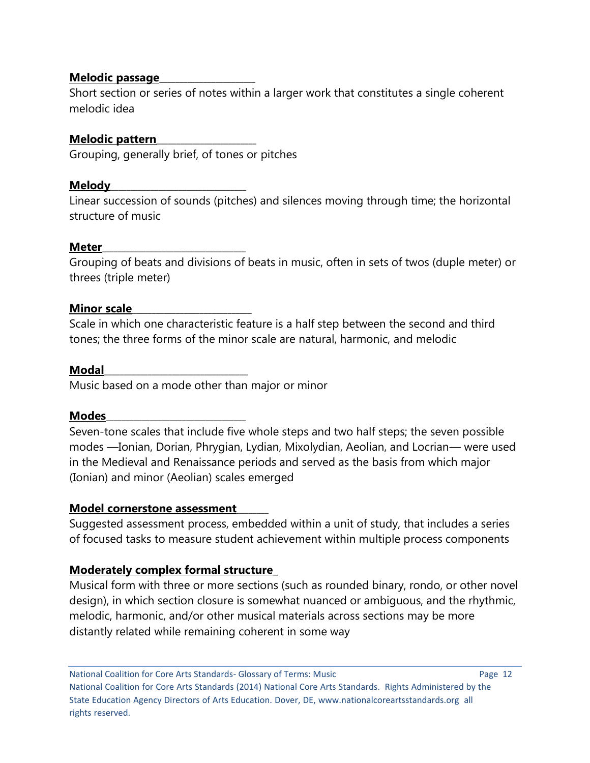**Melodic passage**

Short section or series of notes within a larger work that constitutes a single coherent melodic idea

**Melodic pattern**

Grouping, generally brief, of tones or pitches

**Melody**

Linear succession of sounds (pitches) and silences moving through time; the horizontal structure of music

**Meter**

Grouping of beats and divisions of beats in music, often in sets of twos (duple meter) or threes (triple meter)

**Minor scale**

Scale in which one characteristic feature is a half step between the second and third tones; the three forms of the minor scale are natural, harmonic, and melodic

**Modal**

Music based on a mode other than major or minor

**Modes**

Seven-tone scales that include five whole steps and two half steps; the seven possible modes —Ionian, Dorian, Phrygian, Lydian, Mixolydian, Aeolian, and Locrian— were used in the Medieval and Renaissance periods and served as the basis from which major (Ionian) and minor (Aeolian) scales emerged

**Model cornerstone assessment**

Suggested assessment process, embedded within a unit of study, that includes a series of focused tasks to measure student achievement within multiple process components

**Moderately complex formal structure**

Musical form with three or more sections (such as rounded binary, rondo, or other novel design), in which section closure is somewhat nuanced or ambiguous, and the rhythmic, melodic, harmonic, and/or other musical materials across sections may be more distantly related while remaining coherent in some way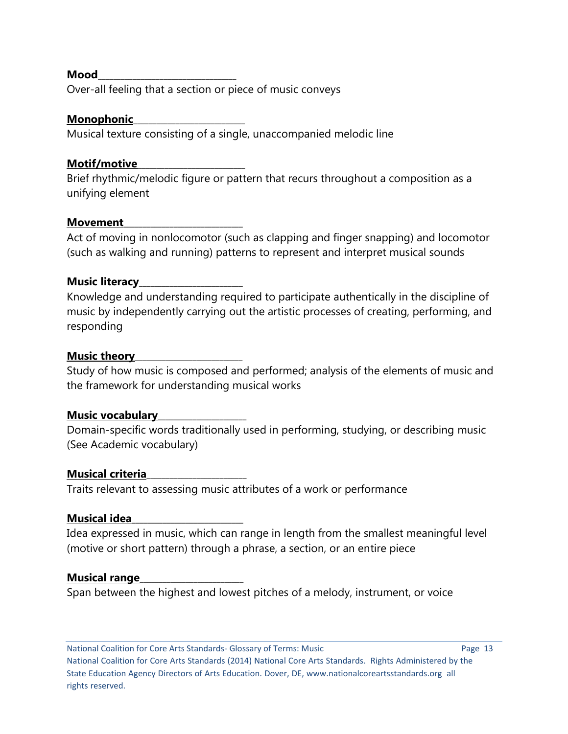**Mood**
Over-all feeling that a section or piece of music conveys

**Monophonic**
Musical texture consisting of a single, unaccompanied melodic line

**Motif/motive**
Brief rhythmic/melodic figure or pattern that recurs throughout a composition as a unifying element

**Movement**
Act of moving in nonlocomotor (such as clapping and finger snapping) and locomotor (such as walking and running) patterns to represent and interpret musical sounds

**Music literacy**
Knowledge and understanding required to participate authentically in the discipline of music by independently carrying out the artistic processes of creating, performing, and responding

**Music theory**
Study of how music is composed and performed; analysis of the elements of music and the framework for understanding musical works

**Music vocabulary**
Domain-specific words traditionally used in performing, studying, or describing music (See Academic vocabulary)

**Musical criteria**
Traits relevant to assessing music attributes of a work or performance

**Musical idea**
Idea expressed in music, which can range in length from the smallest meaningful level (motive or short pattern) through a phrase, a section, or an entire piece

**Musical range**
Span between the highest and lowest pitches of a melody, instrument, or voice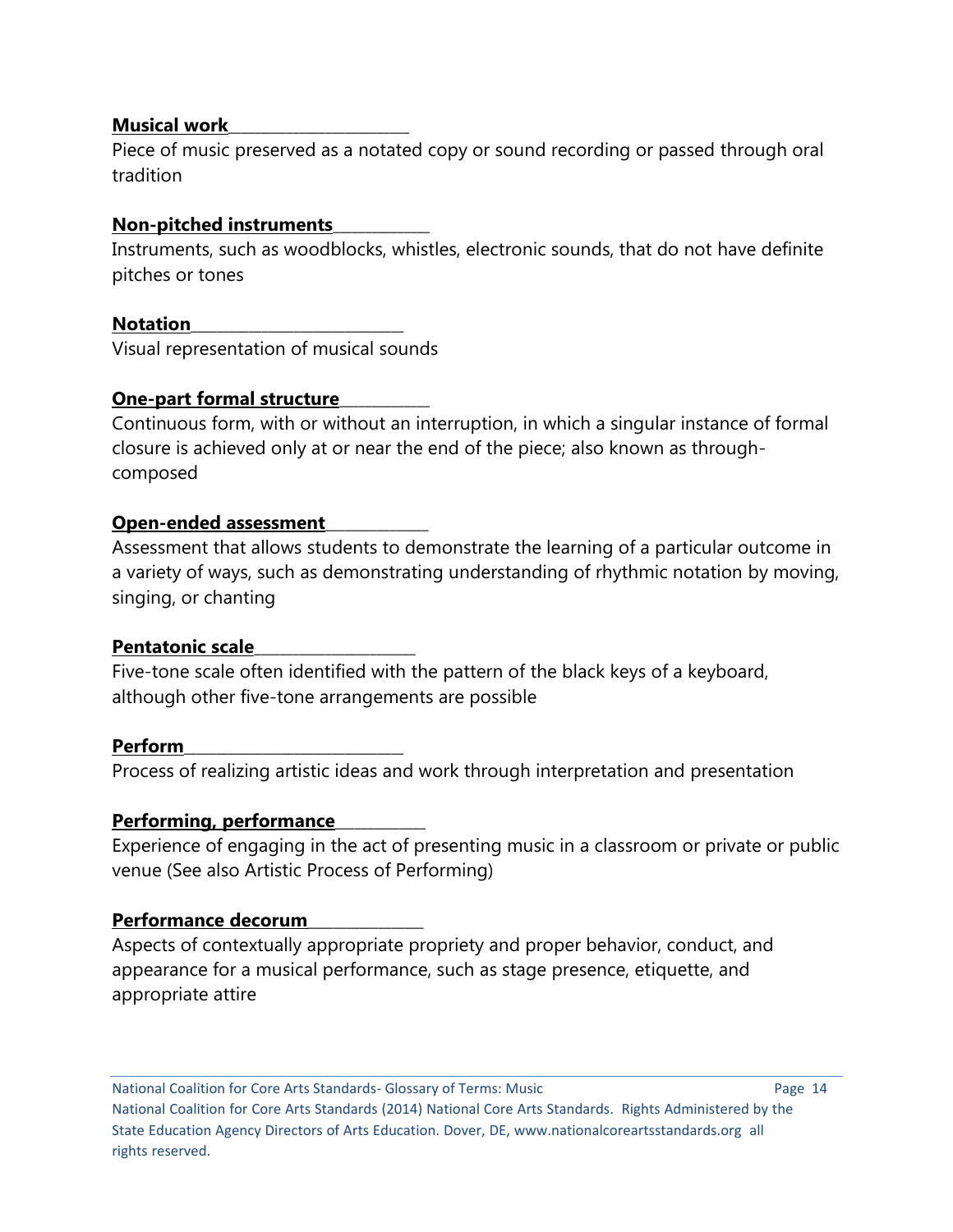**Musical work**

Piece of music preserved as a notated copy or sound recording or passed through oral tradition

**Non-pitched instruments**

Instruments, such as woodblocks, whistles, electronic sounds, that do not have definite pitches or tones

**Notation**

Visual representation of musical sounds

**One-part formal structure**

Continuous form, with or without an interruption, in which a singular instance of formal closure is achieved only at or near the end of the piece; also known as through-composed

**Open-ended assessment**

Assessment that allows students to demonstrate the learning of a particular outcome in a variety of ways, such as demonstrating understanding of rhythmic notation by moving, singing, or chanting

**Pentatonic scale**

Five-tone scale often identified with the pattern of the black keys of a keyboard, although other five-tone arrangements are possible

**Perform**

Process of realizing artistic ideas and work through interpretation and presentation

**Performing, performance**

Experience of engaging in the act of presenting music in a classroom or private or public venue (See also Artistic Process of Performing)

**Performance decorum**

Aspects of contextually appropriate propriety and proper behavior, conduct, and appearance for a musical performance, such as stage presence, etiquette, and appropriate attire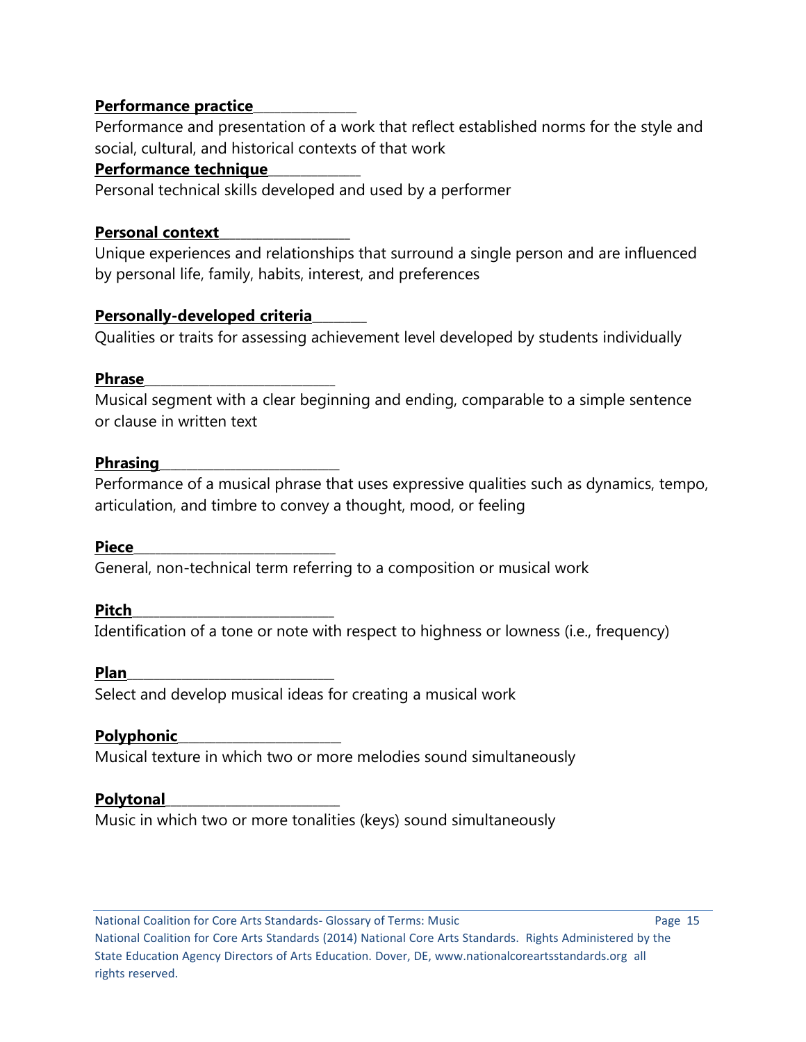**Performance practice**

Performance and presentation of a work that reflect established norms for the style and social, cultural, and historical contexts of that work

**Performance technique**

Personal technical skills developed and used by a performer

**Personal context**

Unique experiences and relationships that surround a single person and are influenced by personal life, family, habits, interest, and preferences

**Personally-developed criteria**

Qualities or traits for assessing achievement level developed by students individually

**Phrase**

Musical segment with a clear beginning and ending, comparable to a simple sentence or clause in written text

**Phrasing**

Performance of a musical phrase that uses expressive qualities such as dynamics, tempo, articulation, and timbre to convey a thought, mood, or feeling

**Piece**

General, non-technical term referring to a composition or musical work

**Pitch**

Identification of a tone or note with respect to highness or lowness (i.e., frequency)

**Plan**

Select and develop musical ideas for creating a musical work

**Polyphonic**

Musical texture in which two or more melodies sound simultaneously

**Polytonal**

Music in which two or more tonalities (keys) sound simultaneously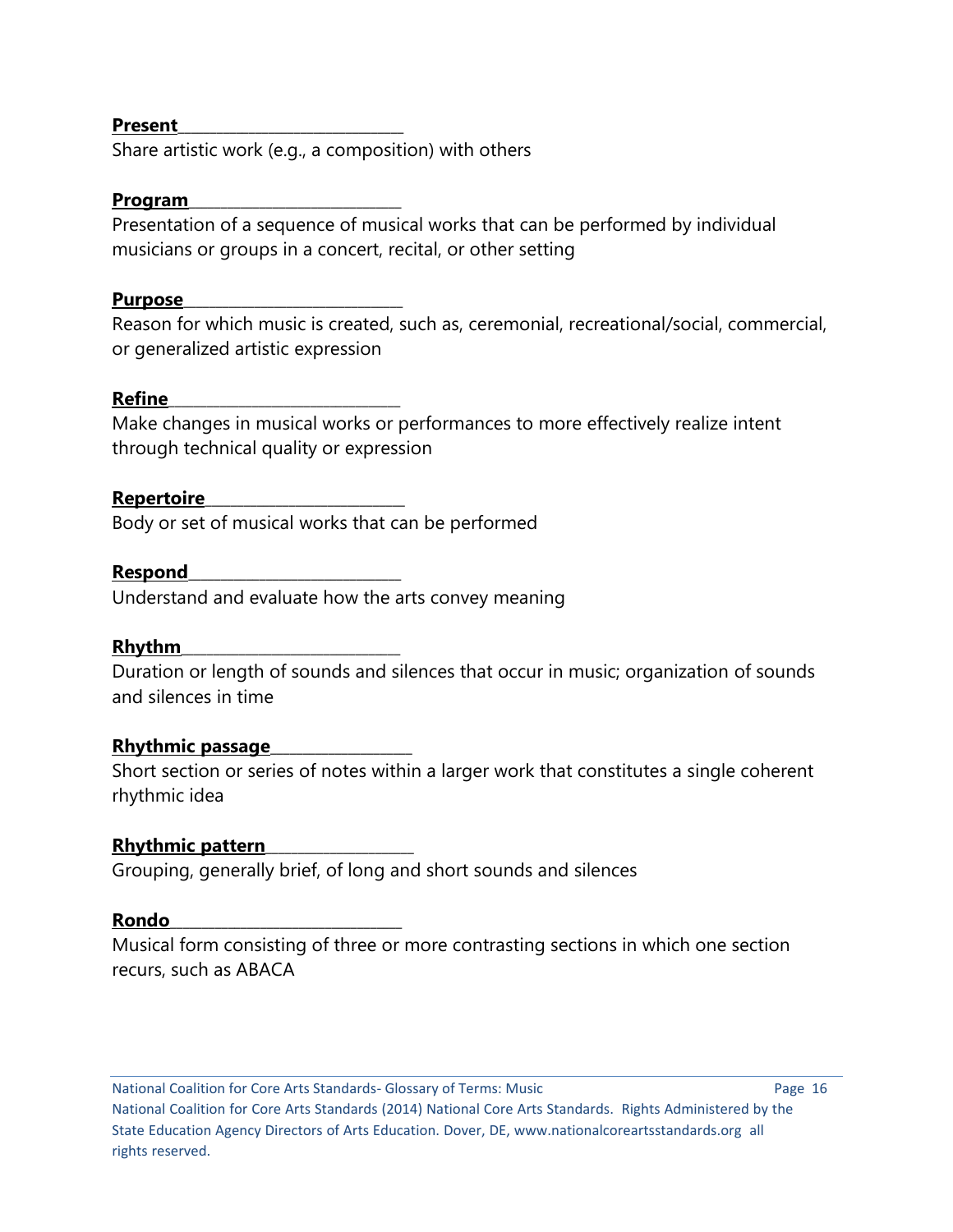**Present**
Share artistic work (e.g., a composition) with others

**Program**
Presentation of a sequence of musical works that can be performed by individual musicians or groups in a concert, recital, or other setting

**Purpose**
Reason for which music is created, such as, ceremonial, recreational/social, commercial, or generalized artistic expression

**Refine**
Make changes in musical works or performances to more effectively realize intent through technical quality or expression

**Repertoire**
Body or set of musical works that can be performed

**Respond**
Understand and evaluate how the arts convey meaning

**Rhythm**
Duration or length of sounds and silences that occur in music; organization of sounds and silences in time

**Rhythmic passage**
Short section or series of notes within a larger work that constitutes a single coherent rhythmic idea

**Rhythmic pattern**
Grouping, generally brief, of long and short sounds and silences

**Rondo**
Musical form consisting of three or more contrasting sections in which one section recurs, such as ABACA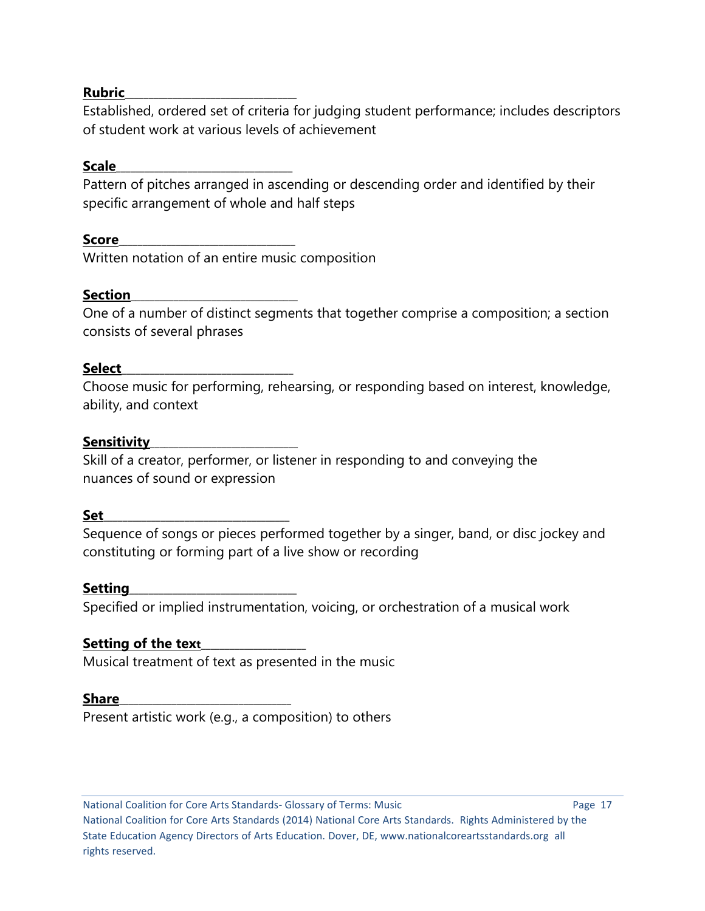**Rubric**

Established, ordered set of criteria for judging student performance; includes descriptors of student work at various levels of achievement

**Scale**

Pattern of pitches arranged in ascending or descending order and identified by their specific arrangement of whole and half steps

**Score**

Written notation of an entire music composition

**Section**

One of a number of distinct segments that together comprise a composition; a section consists of several phrases

**Select**

Choose music for performing, rehearsing, or responding based on interest, knowledge, ability, and context

**Sensitivity**

Skill of a creator, performer, or listener in responding to and conveying the nuances of sound or expression

**Set**

Sequence of songs or pieces performed together by a singer, band, or disc jockey and constituting or forming part of a live show or recording

**Setting**

Specified or implied instrumentation, voicing, or orchestration of a musical work

**Setting of the text**

Musical treatment of text as presented in the music

**Share**

Present artistic work (e.g., a composition) to others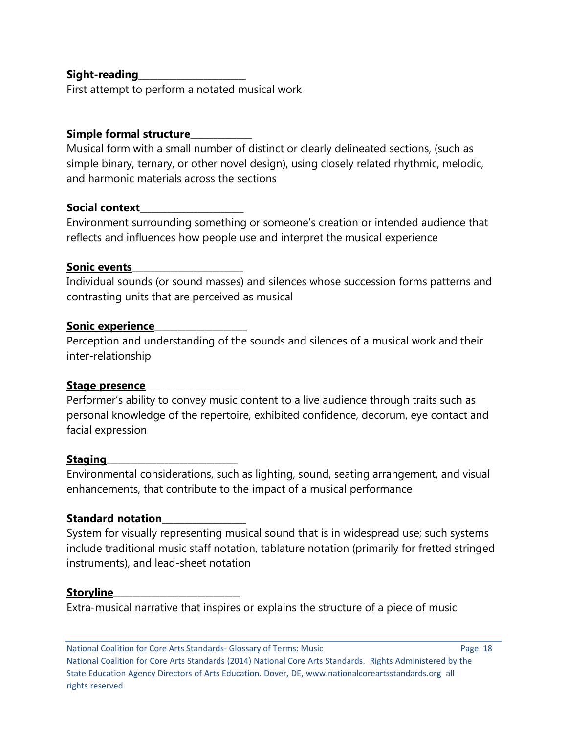**Sight-reading**

First attempt to perform a notated musical work

**Simple formal structure**

Musical form with a small number of distinct or clearly delineated sections, (such as simple binary, ternary, or other novel design), using closely related rhythmic, melodic, and harmonic materials across the sections

**Social context**

Environment surrounding something or someone's creation or intended audience that reflects and influences how people use and interpret the musical experience

**Sonic events**

Individual sounds (or sound masses) and silences whose succession forms patterns and contrasting units that are perceived as musical

**Sonic experience**

Perception and understanding of the sounds and silences of a musical work and their inter-relationship

**Stage presence**

Performer's ability to convey music content to a live audience through traits such as personal knowledge of the repertoire, exhibited confidence, decorum, eye contact and facial expression

**Staging**

Environmental considerations, such as lighting, sound, seating arrangement, and visual enhancements, that contribute to the impact of a musical performance

**Standard notation**

System for visually representing musical sound that is in widespread use; such systems include traditional music staff notation, tablature notation (primarily for fretted stringed instruments), and lead-sheet notation

**Storyline**

Extra-musical narrative that inspires or explains the structure of a piece of music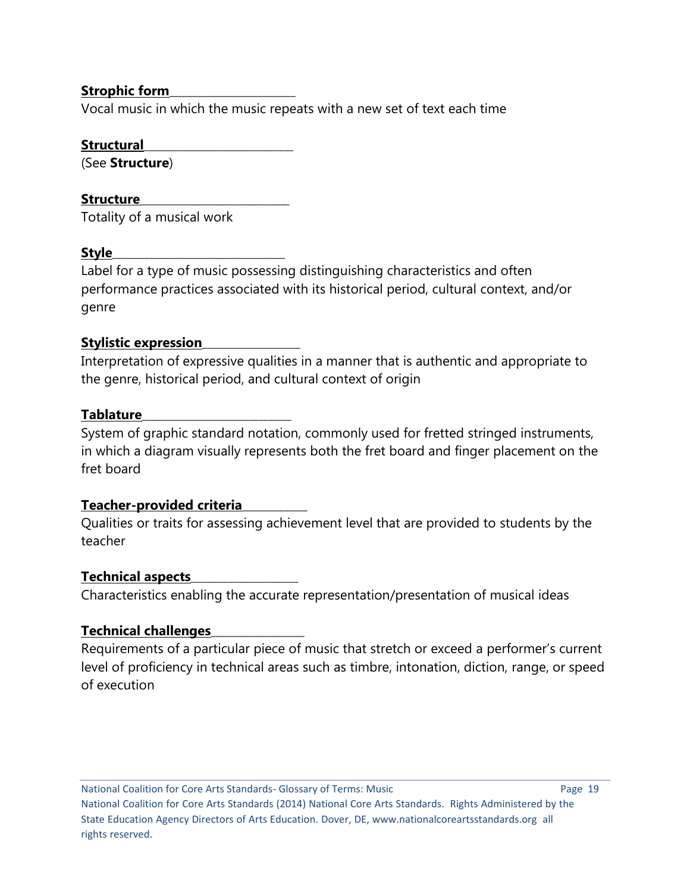**Strophic form**

Vocal music in which the music repeats with a new set of text each time

**Structural**

(See **Structure**)

**Structure**

Totality of a musical work

**Style**

Label for a type of music possessing distinguishing characteristics and often performance practices associated with its historical period, cultural context, and/or genre

**Stylistic expression**

Interpretation of expressive qualities in a manner that is authentic and appropriate to the genre, historical period, and cultural context of origin

**Tablature**

System of graphic standard notation, commonly used for fretted stringed instruments, in which a diagram visually represents both the fret board and finger placement on the fret board

**Teacher-provided criteria**

Qualities or traits for assessing achievement level that are provided to students by the teacher

**Technical aspects**

Characteristics enabling the accurate representation/presentation of musical ideas

**Technical challenges**

Requirements of a particular piece of music that stretch or exceed a performer's current level of proficiency in technical areas such as timbre, intonation, diction, range, or speed of execution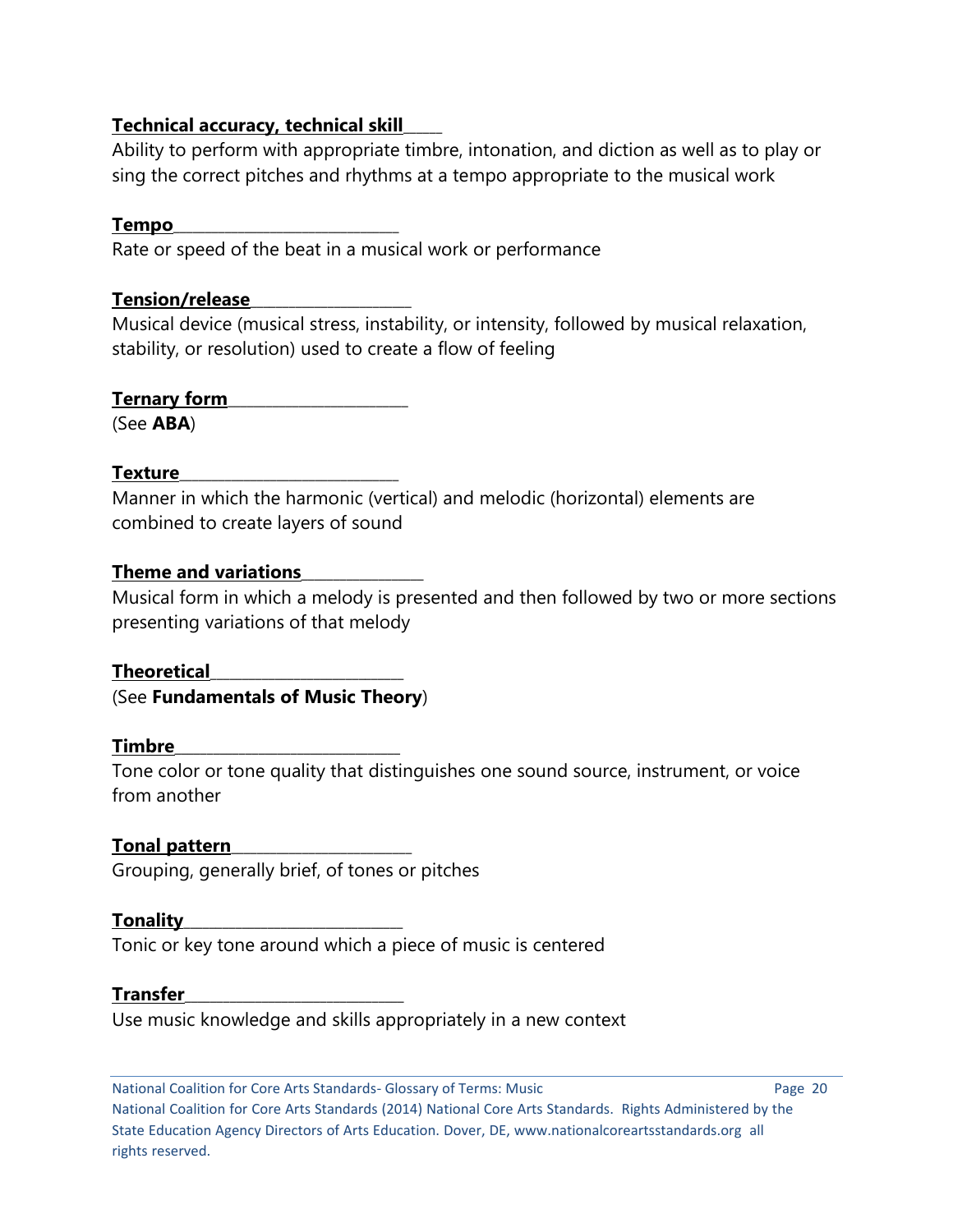**Technical accuracy, technical skill**

Ability to perform with appropriate timbre, intonation, and diction as well as to play or sing the correct pitches and rhythms at a tempo appropriate to the musical work

**Tempo**

Rate or speed of the beat in a musical work or performance

**Tension/release**

Musical device (musical stress, instability, or intensity, followed by musical relaxation, stability, or resolution) used to create a flow of feeling

**Ternary form**

(See **ABA**)

**Texture**

Manner in which the harmonic (vertical) and melodic (horizontal) elements are combined to create layers of sound

**Theme and variations**

Musical form in which a melody is presented and then followed by two or more sections presenting variations of that melody

**Theoretical**

(See **Fundamentals of Music Theory**)

**Timbre**

Tone color or tone quality that distinguishes one sound source, instrument, or voice from another

**Tonal pattern**

Grouping, generally brief, of tones or pitches

**Tonality**

Tonic or key tone around which a piece of music is centered

**Transfer**

Use music knowledge and skills appropriately in a new context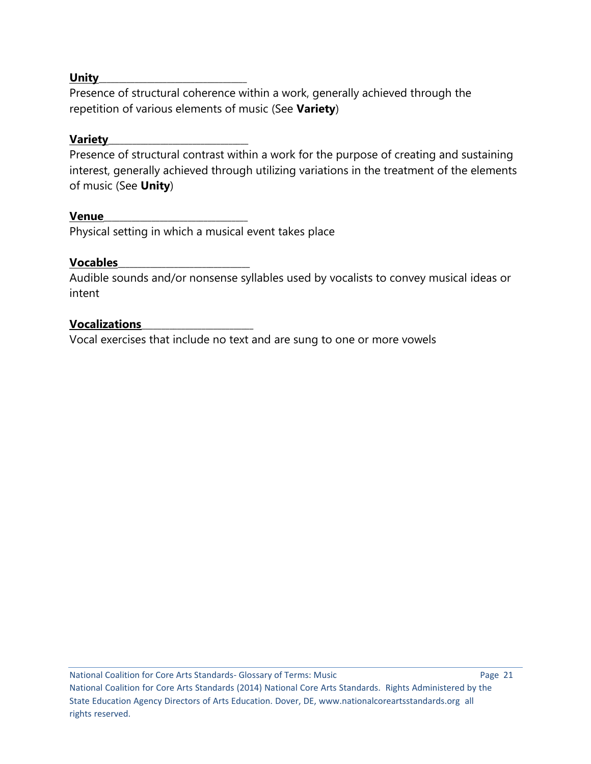**Unity**

Presence of structural coherence within a work, generally achieved through the repetition of various elements of music (See **Variety**)

**Variety**

Presence of structural contrast within a work for the purpose of creating and sustaining interest, generally achieved through utilizing variations in the treatment of the elements of music (See **Unity**)

**Venue**

Physical setting in which a musical event takes place

**Vocables**

Audible sounds and/or nonsense syllables used by vocalists to convey musical ideas or intent

**Vocalizations**

Vocal exercises that include no text and are sung to one or more vowels